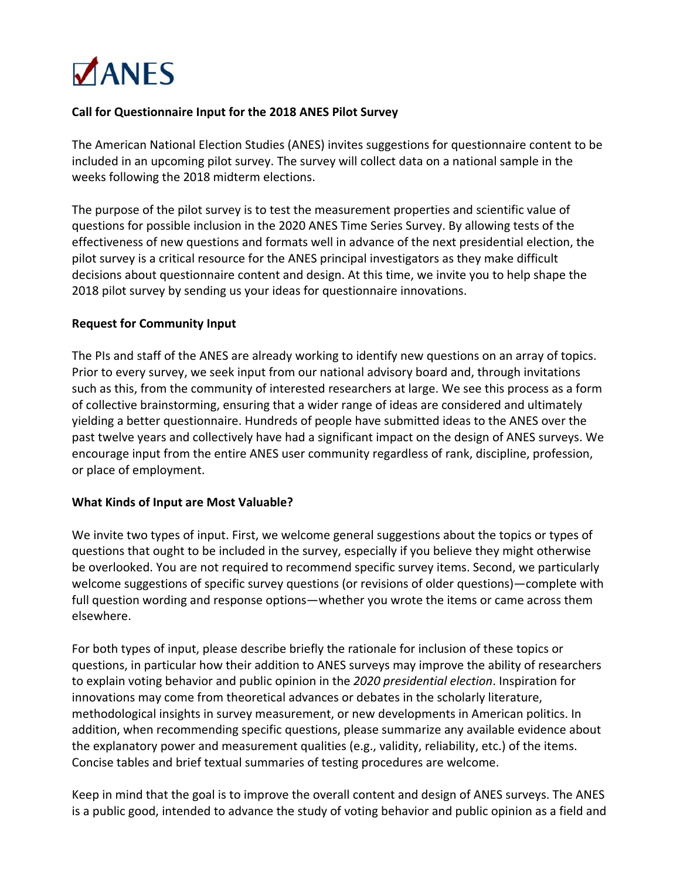# ANES

**Call for Questionnaire Input for the 2018 ANES Pilot Survey**

The American National Election Studies (ANES) invites suggestions for questionnaire content to be included in an upcoming pilot survey. The survey will collect data on a national sample in the weeks following the 2018 midterm elections.

The purpose of the pilot survey is to test the measurement properties and scientific value of questions for possible inclusion in the 2020 ANES Time Series Survey. By allowing tests of the effectiveness of new questions and formats well in advance of the next presidential election, the pilot survey is a critical resource for the ANES principal investigators as they make difficult decisions about questionnaire content and design. At this time, we invite you to help shape the 2018 pilot survey by sending us your ideas for questionnaire innovations.

**Request for Community Input**

The PIs and staff of the ANES are already working to identify new questions on an array of topics. Prior to every survey, we seek input from our national advisory board and, through invitations such as this, from the community of interested researchers at large. We see this process as a form of collective brainstorming, ensuring that a wider range of ideas are considered and ultimately yielding a better questionnaire. Hundreds of people have submitted ideas to the ANES over the past twelve years and collectively have had a significant impact on the design of ANES surveys. We encourage input from the entire ANES user community regardless of rank, discipline, profession, or place of employment.

**What Kinds of Input are Most Valuable?**

We invite two types of input. First, we welcome general suggestions about the topics or types of questions that ought to be included in the survey, especially if you believe they might otherwise be overlooked. You are not required to recommend specific survey items. Second, we particularly welcome suggestions of specific survey questions (or revisions of older questions)—complete with full question wording and response options—whether you wrote the items or came across them elsewhere.

For both types of input, please describe briefly the rationale for inclusion of these topics or questions, in particular how their addition to ANES surveys may improve the ability of researchers to explain voting behavior and public opinion in the *2020 presidential election*. Inspiration for innovations may come from theoretical advances or debates in the scholarly literature, methodological insights in survey measurement, or new developments in American politics. In addition, when recommending specific questions, please summarize any available evidence about the explanatory power and measurement qualities (e.g., validity, reliability, etc.) of the items. Concise tables and brief textual summaries of testing procedures are welcome.

Keep in mind that the goal is to improve the overall content and design of ANES surveys. The ANES is a public good, intended to advance the study of voting behavior and public opinion as a field and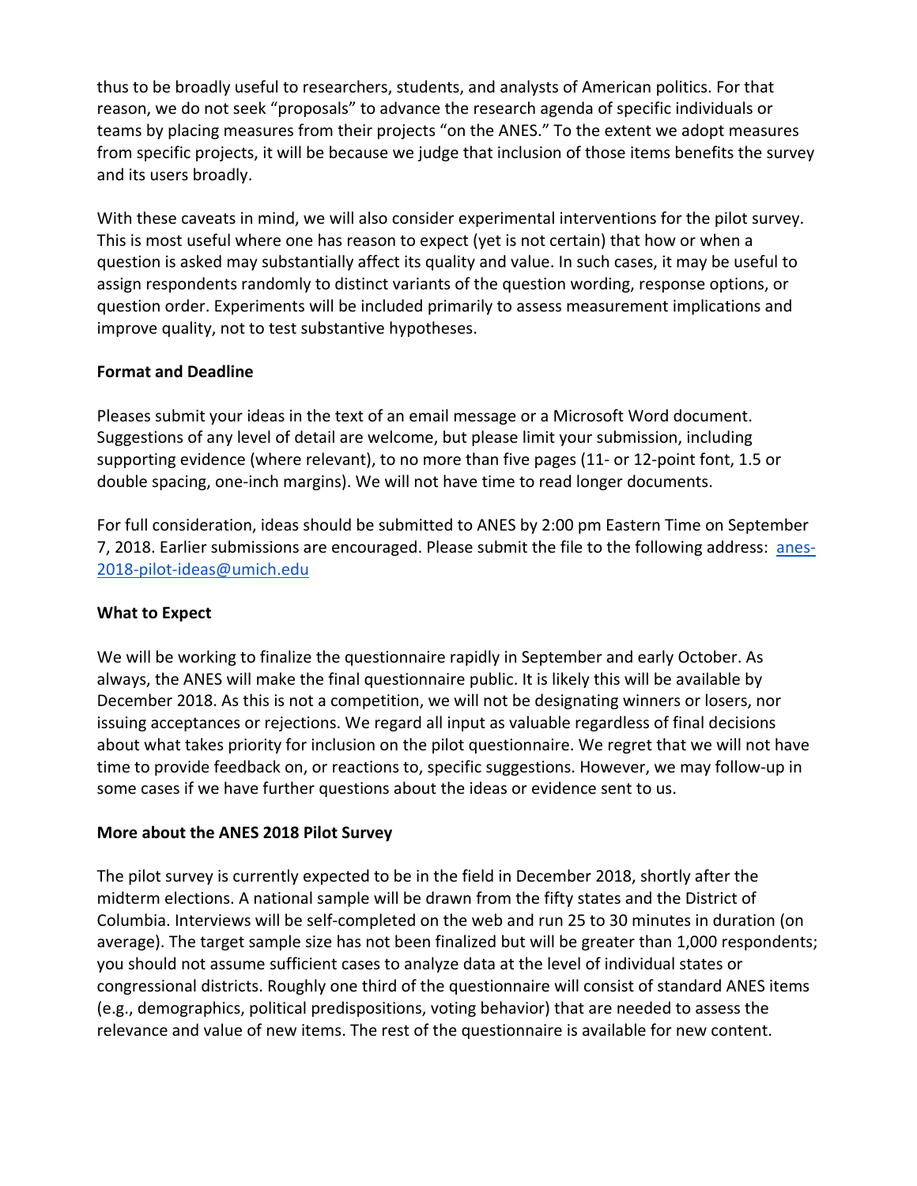thus to be broadly useful to researchers, students, and analysts of American politics. For that reason, we do not seek "proposals" to advance the research agenda of specific individuals or teams by placing measures from their projects "on the ANES." To the extent we adopt measures from specific projects, it will be because we judge that inclusion of those items benefits the survey and its users broadly.

With these caveats in mind, we will also consider experimental interventions for the pilot survey. This is most useful where one has reason to expect (yet is not certain) that how or when a question is asked may substantially affect its quality and value. In such cases, it may be useful to assign respondents randomly to distinct variants of the question wording, response options, or question order. Experiments will be included primarily to assess measurement implications and improve quality, not to test substantive hypotheses.

**Format and Deadline**

Pleases submit your ideas in the text of an email message or a Microsoft Word document. Suggestions of any level of detail are welcome, but please limit your submission, including supporting evidence (where relevant), to no more than five pages (11- or 12-point font, 1.5 or double spacing, one-inch margins). We will not have time to read longer documents.

For full consideration, ideas should be submitted to ANES by 2:00 pm Eastern Time on September 7, 2018. Earlier submissions are encouraged. Please submit the file to the following address: anes-2018-pilot-ideas@umich.edu

**What to Expect**

We will be working to finalize the questionnaire rapidly in September and early October. As always, the ANES will make the final questionnaire public. It is likely this will be available by December 2018. As this is not a competition, we will not be designating winners or losers, nor issuing acceptances or rejections. We regard all input as valuable regardless of final decisions about what takes priority for inclusion on the pilot questionnaire. We regret that we will not have time to provide feedback on, or reactions to, specific suggestions. However, we may follow-up in some cases if we have further questions about the ideas or evidence sent to us.

**More about the ANES 2018 Pilot Survey**

The pilot survey is currently expected to be in the field in December 2018, shortly after the midterm elections. A national sample will be drawn from the fifty states and the District of Columbia. Interviews will be self-completed on the web and run 25 to 30 minutes in duration (on average). The target sample size has not been finalized but will be greater than 1,000 respondents; you should not assume sufficient cases to analyze data at the level of individual states or congressional districts. Roughly one third of the questionnaire will consist of standard ANES items (e.g., demographics, political predispositions, voting behavior) that are needed to assess the relevance and value of new items. The rest of the questionnaire is available for new content.